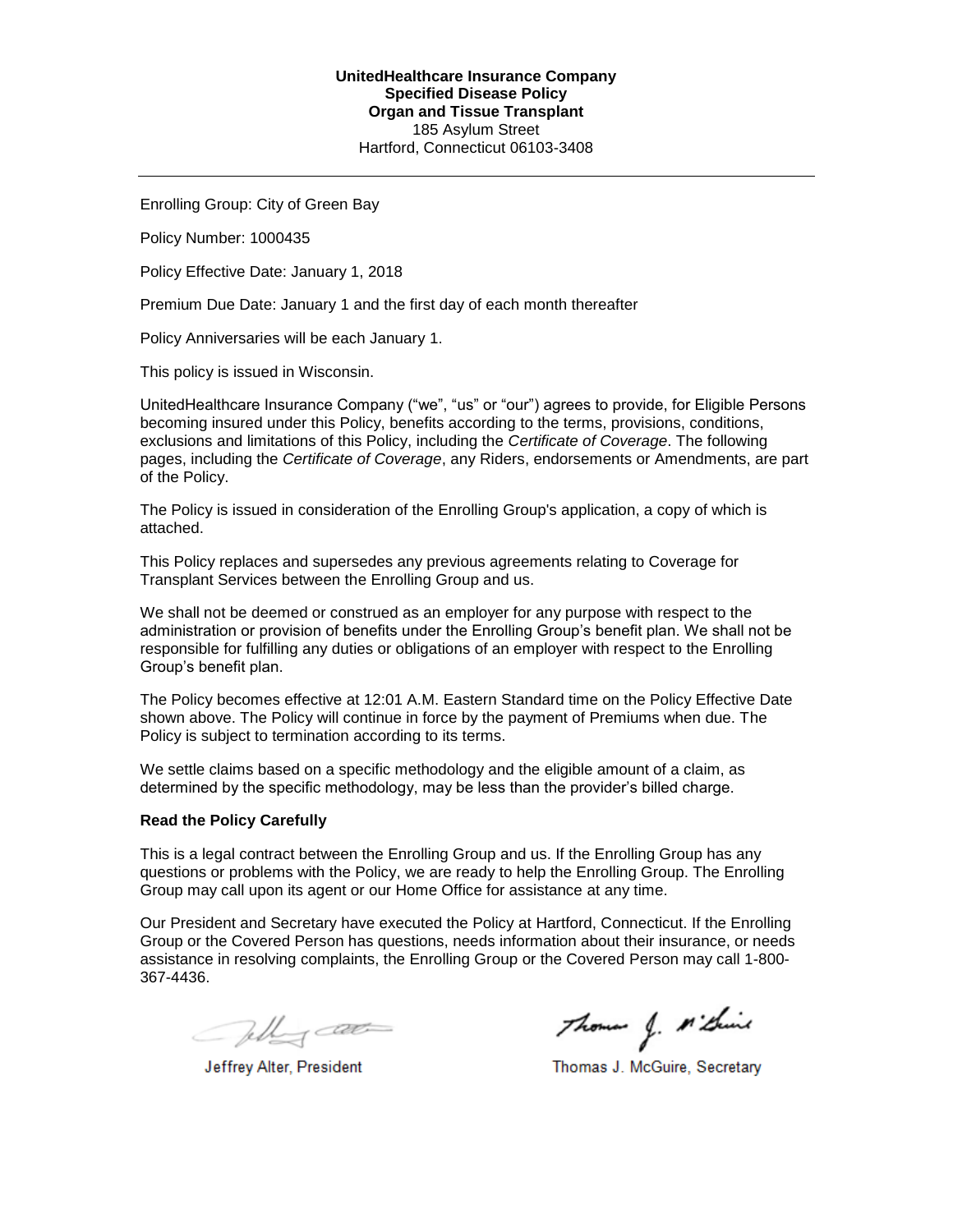**UnitedHealthcare Insurance Company**
**Specified Disease Policy**
**Organ and Tissue Transplant**
185 Asylum Street
Hartford, Connecticut 06103-3408

---

Enrolling Group: City of Green Bay

Policy Number: 1000435

Policy Effective Date: January 1, 2018

Premium Due Date: January 1 and the first day of each month thereafter

Policy Anniversaries will be each January 1.

This policy is issued in Wisconsin.

UnitedHealthcare Insurance Company ("we", "us" or "our") agrees to provide, for Eligible Persons becoming insured under this Policy, benefits according to the terms, provisions, conditions, exclusions and limitations of this Policy, including the *Certificate of Coverage*. The following pages, including the *Certificate of Coverage*, any Riders, endorsements or Amendments, are part of the Policy.

The Policy is issued in consideration of the Enrolling Group's application, a copy of which is attached.

This Policy replaces and supersedes any previous agreements relating to Coverage for Transplant Services between the Enrolling Group and us.

We shall not be deemed or construed as an employer for any purpose with respect to the administration or provision of benefits under the Enrolling Group's benefit plan. We shall not be responsible for fulfilling any duties or obligations of an employer with respect to the Enrolling Group's benefit plan.

The Policy becomes effective at 12:01 A.M. Eastern Standard time on the Policy Effective Date shown above. The Policy will continue in force by the payment of Premiums when due. The Policy is subject to termination according to its terms.

We settle claims based on a specific methodology and the eligible amount of a claim, as determined by the specific methodology, may be less than the provider's billed charge.

**Read the Policy Carefully**

This is a legal contract between the Enrolling Group and us. If the Enrolling Group has any questions or problems with the Policy, we are ready to help the Enrolling Group. The Enrolling Group may call upon its agent or our Home Office for assistance at any time.

Our President and Secretary have executed the Policy at Hartford, Connecticut. If the Enrolling Group or the Covered Person has questions, needs information about their insurance, or needs assistance in resolving complaints, the Enrolling Group or the Covered Person may call 1-800-367-4436.

Jeffrey Alter, President

Thomas J. McGuire, Secretary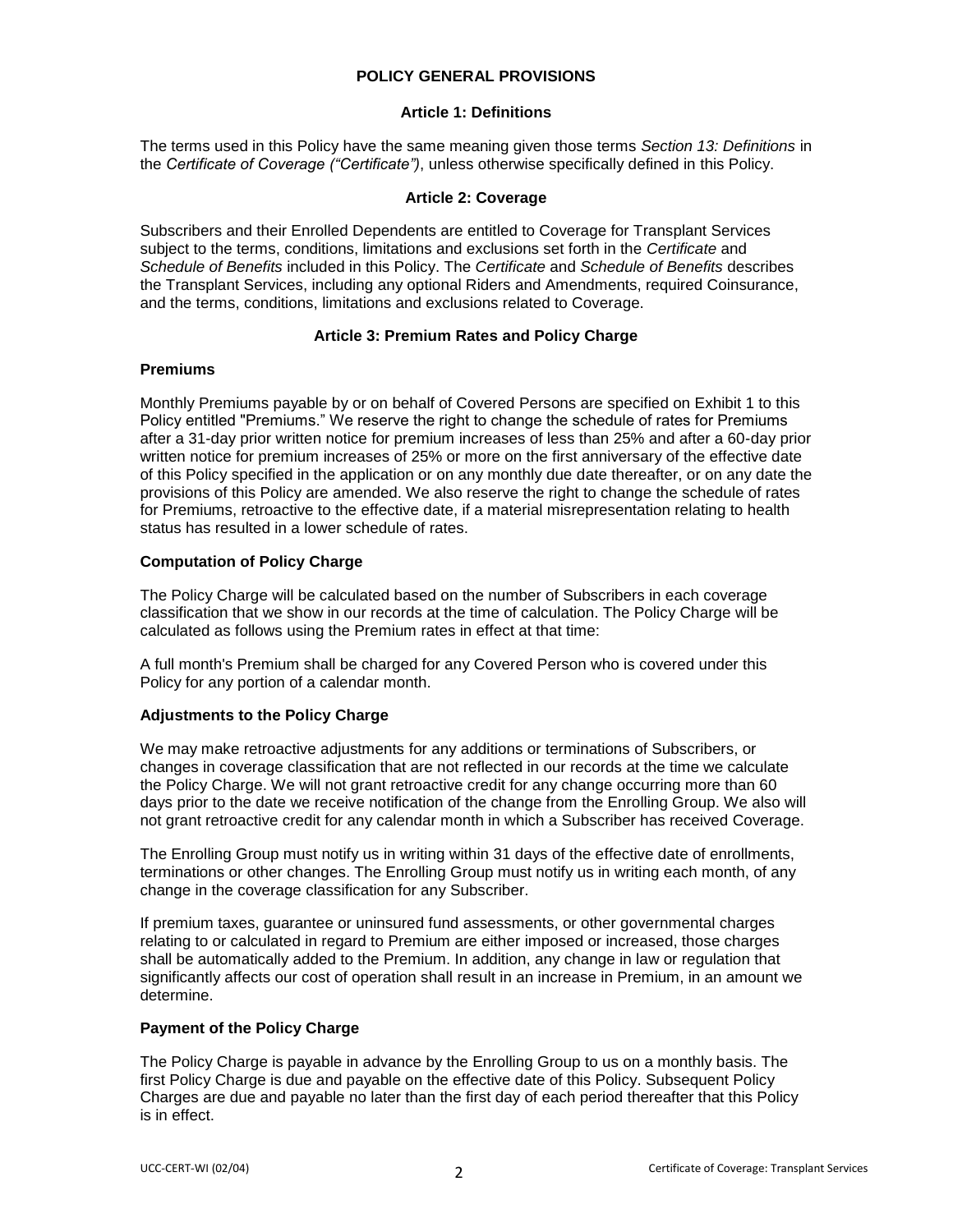# POLICY GENERAL PROVISIONS

## Article 1: Definitions

The terms used in this Policy have the same meaning given those terms *Section 13: Definitions* in the *Certificate of Coverage ("Certificate")*, unless otherwise specifically defined in this Policy.

## Article 2: Coverage

Subscribers and their Enrolled Dependents are entitled to Coverage for Transplant Services subject to the terms, conditions, limitations and exclusions set forth in the *Certificate* and *Schedule of Benefits* included in this Policy. The *Certificate* and *Schedule of Benefits* describes the Transplant Services, including any optional Riders and Amendments, required Coinsurance, and the terms, conditions, limitations and exclusions related to Coverage.

## Article 3: Premium Rates and Policy Charge

### Premiums

Monthly Premiums payable by or on behalf of Covered Persons are specified on Exhibit 1 to this Policy entitled "Premiums." We reserve the right to change the schedule of rates for Premiums after a 31-day prior written notice for premium increases of less than 25% and after a 60-day prior written notice for premium increases of 25% or more on the first anniversary of the effective date of this Policy specified in the application or on any monthly due date thereafter, or on any date the provisions of this Policy are amended. We also reserve the right to change the schedule of rates for Premiums, retroactive to the effective date, if a material misrepresentation relating to health status has resulted in a lower schedule of rates.

### Computation of Policy Charge

The Policy Charge will be calculated based on the number of Subscribers in each coverage classification that we show in our records at the time of calculation. The Policy Charge will be calculated as follows using the Premium rates in effect at that time:

A full month's Premium shall be charged for any Covered Person who is covered under this Policy for any portion of a calendar month.

### Adjustments to the Policy Charge

We may make retroactive adjustments for any additions or terminations of Subscribers, or changes in coverage classification that are not reflected in our records at the time we calculate the Policy Charge. We will not grant retroactive credit for any change occurring more than 60 days prior to the date we receive notification of the change from the Enrolling Group. We also will not grant retroactive credit for any calendar month in which a Subscriber has received Coverage.

The Enrolling Group must notify us in writing within 31 days of the effective date of enrollments, terminations or other changes. The Enrolling Group must notify us in writing each month, of any change in the coverage classification for any Subscriber.

If premium taxes, guarantee or uninsured fund assessments, or other governmental charges relating to or calculated in regard to Premium are either imposed or increased, those charges shall be automatically added to the Premium. In addition, any change in law or regulation that significantly affects our cost of operation shall result in an increase in Premium, in an amount we determine.

### Payment of the Policy Charge

The Policy Charge is payable in advance by the Enrolling Group to us on a monthly basis. The first Policy Charge is due and payable on the effective date of this Policy. Subsequent Policy Charges are due and payable no later than the first day of each period thereafter that this Policy is in effect.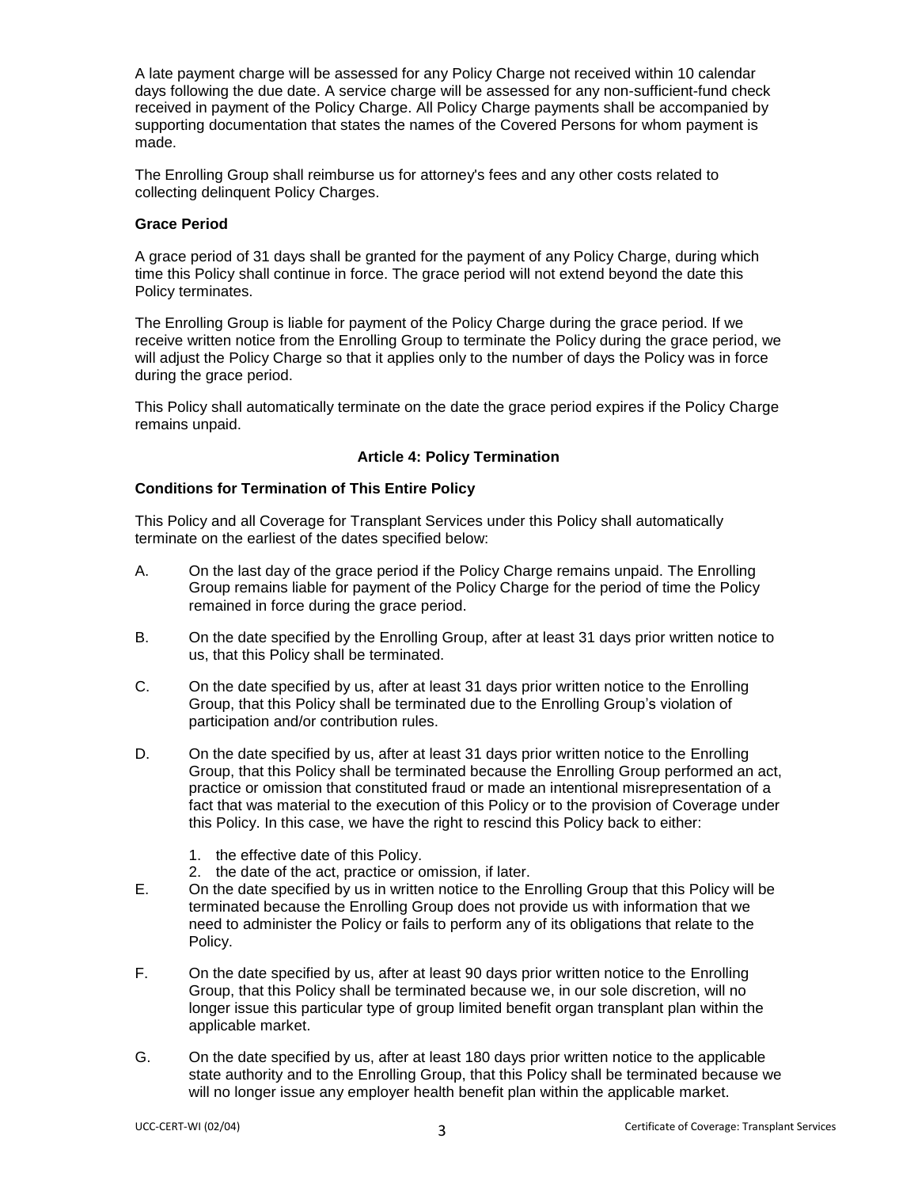A late payment charge will be assessed for any Policy Charge not received within 10 calendar days following the due date. A service charge will be assessed for any non-sufficient-fund check received in payment of the Policy Charge. All Policy Charge payments shall be accompanied by supporting documentation that states the names of the Covered Persons for whom payment is made.

The Enrolling Group shall reimburse us for attorney's fees and any other costs related to collecting delinquent Policy Charges.

**Grace Period**

A grace period of 31 days shall be granted for the payment of any Policy Charge, during which time this Policy shall continue in force. The grace period will not extend beyond the date this Policy terminates.

The Enrolling Group is liable for payment of the Policy Charge during the grace period. If we receive written notice from the Enrolling Group to terminate the Policy during the grace period, we will adjust the Policy Charge so that it applies only to the number of days the Policy was in force during the grace period.

This Policy shall automatically terminate on the date the grace period expires if the Policy Charge remains unpaid.

## Article 4: Policy Termination

**Conditions for Termination of This Entire Policy**

This Policy and all Coverage for Transplant Services under this Policy shall automatically terminate on the earliest of the dates specified below:

A. On the last day of the grace period if the Policy Charge remains unpaid. The Enrolling Group remains liable for payment of the Policy Charge for the period of time the Policy remained in force during the grace period.

B. On the date specified by the Enrolling Group, after at least 31 days prior written notice to us, that this Policy shall be terminated.

C. On the date specified by us, after at least 31 days prior written notice to the Enrolling Group, that this Policy shall be terminated due to the Enrolling Group's violation of participation and/or contribution rules.

D. On the date specified by us, after at least 31 days prior written notice to the Enrolling Group, that this Policy shall be terminated because the Enrolling Group performed an act, practice or omission that constituted fraud or made an intentional misrepresentation of a fact that was material to the execution of this Policy or to the provision of Coverage under this Policy. In this case, we have the right to rescind this Policy back to either:

   1. the effective date of this Policy.
   2. the date of the act, practice or omission, if later.

E. On the date specified by us in written notice to the Enrolling Group that this Policy will be terminated because the Enrolling Group does not provide us with information that we need to administer the Policy or fails to perform any of its obligations that relate to the Policy.

F. On the date specified by us, after at least 90 days prior written notice to the Enrolling Group, that this Policy shall be terminated because we, in our sole discretion, will no longer issue this particular type of group limited benefit organ transplant plan within the applicable market.

G. On the date specified by us, after at least 180 days prior written notice to the applicable state authority and to the Enrolling Group, that this Policy shall be terminated because we will no longer issue any employer health benefit plan within the applicable market.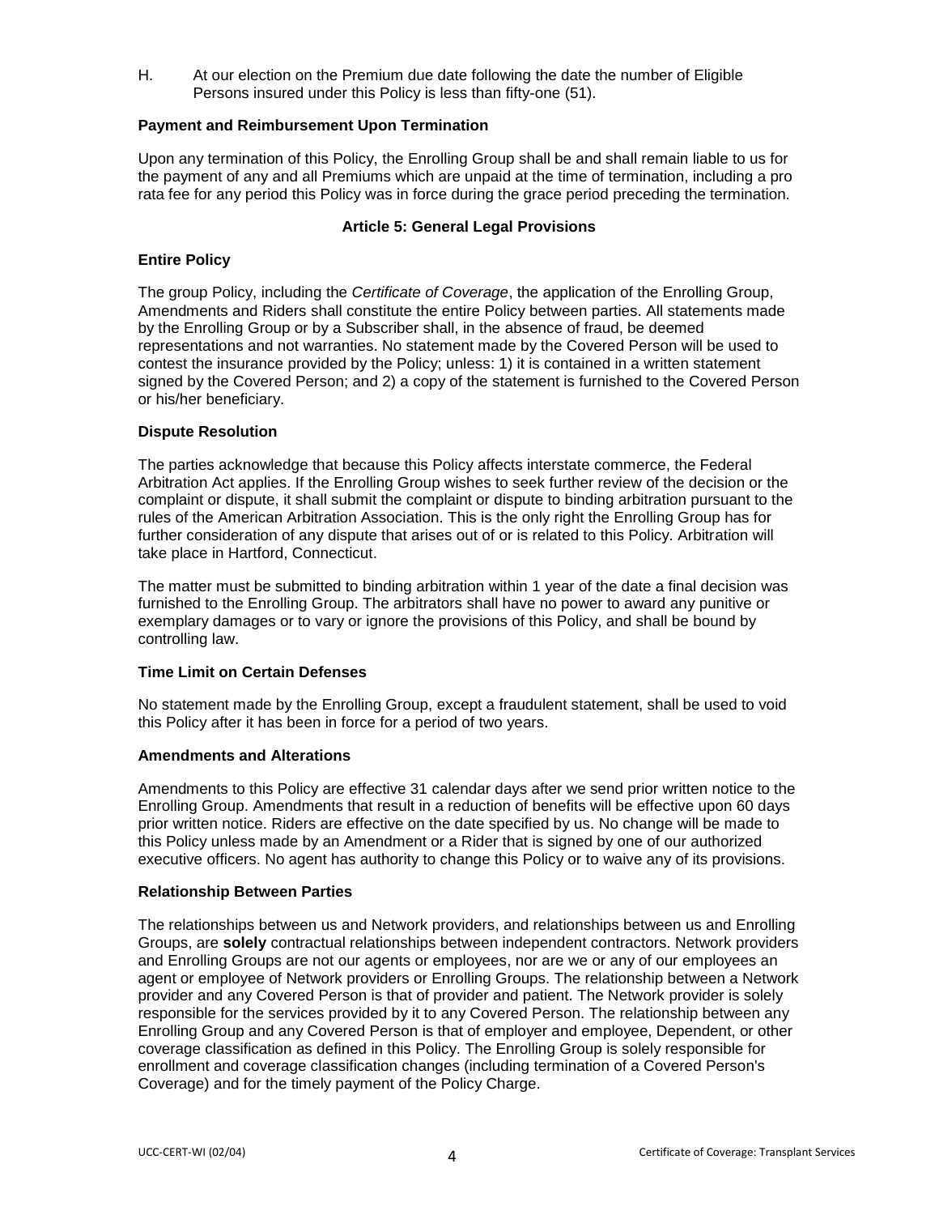H. At our election on the Premium due date following the date the number of Eligible Persons insured under this Policy is less than fifty-one (51).

**Payment and Reimbursement Upon Termination**

Upon any termination of this Policy, the Enrolling Group shall be and shall remain liable to us for the payment of any and all Premiums which are unpaid at the time of termination, including a pro rata fee for any period this Policy was in force during the grace period preceding the termination.

## Article 5: General Legal Provisions

**Entire Policy**

The group Policy, including the *Certificate of Coverage*, the application of the Enrolling Group, Amendments and Riders shall constitute the entire Policy between parties. All statements made by the Enrolling Group or by a Subscriber shall, in the absence of fraud, be deemed representations and not warranties. No statement made by the Covered Person will be used to contest the insurance provided by the Policy; unless: 1) it is contained in a written statement signed by the Covered Person; and 2) a copy of the statement is furnished to the Covered Person or his/her beneficiary.

**Dispute Resolution**

The parties acknowledge that because this Policy affects interstate commerce, the Federal Arbitration Act applies. If the Enrolling Group wishes to seek further review of the decision or the complaint or dispute, it shall submit the complaint or dispute to binding arbitration pursuant to the rules of the American Arbitration Association. This is the only right the Enrolling Group has for further consideration of any dispute that arises out of or is related to this Policy. Arbitration will take place in Hartford, Connecticut.

The matter must be submitted to binding arbitration within 1 year of the date a final decision was furnished to the Enrolling Group. The arbitrators shall have no power to award any punitive or exemplary damages or to vary or ignore the provisions of this Policy, and shall be bound by controlling law.

**Time Limit on Certain Defenses**

No statement made by the Enrolling Group, except a fraudulent statement, shall be used to void this Policy after it has been in force for a period of two years.

**Amendments and Alterations**

Amendments to this Policy are effective 31 calendar days after we send prior written notice to the Enrolling Group. Amendments that result in a reduction of benefits will be effective upon 60 days prior written notice. Riders are effective on the date specified by us. No change will be made to this Policy unless made by an Amendment or a Rider that is signed by one of our authorized executive officers. No agent has authority to change this Policy or to waive any of its provisions.

**Relationship Between Parties**

The relationships between us and Network providers, and relationships between us and Enrolling Groups, are **solely** contractual relationships between independent contractors. Network providers and Enrolling Groups are not our agents or employees, nor are we or any of our employees an agent or employee of Network providers or Enrolling Groups. The relationship between a Network provider and any Covered Person is that of provider and patient. The Network provider is solely responsible for the services provided by it to any Covered Person. The relationship between any Enrolling Group and any Covered Person is that of employer and employee, Dependent, or other coverage classification as defined in this Policy. The Enrolling Group is solely responsible for enrollment and coverage classification changes (including termination of a Covered Person's Coverage) and for the timely payment of the Policy Charge.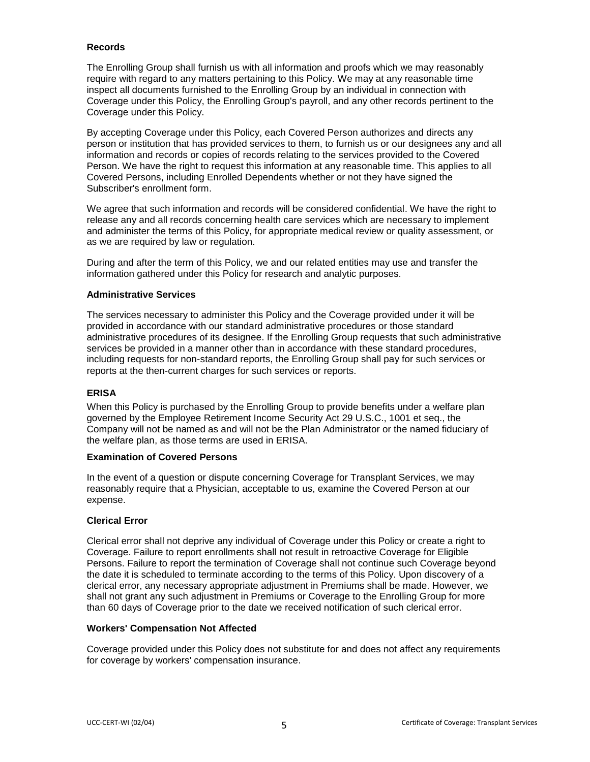**Records**

The Enrolling Group shall furnish us with all information and proofs which we may reasonably require with regard to any matters pertaining to this Policy. We may at any reasonable time inspect all documents furnished to the Enrolling Group by an individual in connection with Coverage under this Policy, the Enrolling Group's payroll, and any other records pertinent to the Coverage under this Policy.

By accepting Coverage under this Policy, each Covered Person authorizes and directs any person or institution that has provided services to them, to furnish us or our designees any and all information and records or copies of records relating to the services provided to the Covered Person. We have the right to request this information at any reasonable time. This applies to all Covered Persons, including Enrolled Dependents whether or not they have signed the Subscriber's enrollment form.

We agree that such information and records will be considered confidential. We have the right to release any and all records concerning health care services which are necessary to implement and administer the terms of this Policy, for appropriate medical review or quality assessment, or as we are required by law or regulation.

During and after the term of this Policy, we and our related entities may use and transfer the information gathered under this Policy for research and analytic purposes.

**Administrative Services**

The services necessary to administer this Policy and the Coverage provided under it will be provided in accordance with our standard administrative procedures or those standard administrative procedures of its designee. If the Enrolling Group requests that such administrative services be provided in a manner other than in accordance with these standard procedures, including requests for non-standard reports, the Enrolling Group shall pay for such services or reports at the then-current charges for such services or reports.

**ERISA**

When this Policy is purchased by the Enrolling Group to provide benefits under a welfare plan governed by the Employee Retirement Income Security Act 29 U.S.C., 1001 et seq., the Company will not be named as and will not be the Plan Administrator or the named fiduciary of the welfare plan, as those terms are used in ERISA.

**Examination of Covered Persons**

In the event of a question or dispute concerning Coverage for Transplant Services, we may reasonably require that a Physician, acceptable to us, examine the Covered Person at our expense.

**Clerical Error**

Clerical error shall not deprive any individual of Coverage under this Policy or create a right to Coverage. Failure to report enrollments shall not result in retroactive Coverage for Eligible Persons. Failure to report the termination of Coverage shall not continue such Coverage beyond the date it is scheduled to terminate according to the terms of this Policy. Upon discovery of a clerical error, any necessary appropriate adjustment in Premiums shall be made. However, we shall not grant any such adjustment in Premiums or Coverage to the Enrolling Group for more than 60 days of Coverage prior to the date we received notification of such clerical error.

**Workers' Compensation Not Affected**

Coverage provided under this Policy does not substitute for and does not affect any requirements for coverage by workers' compensation insurance.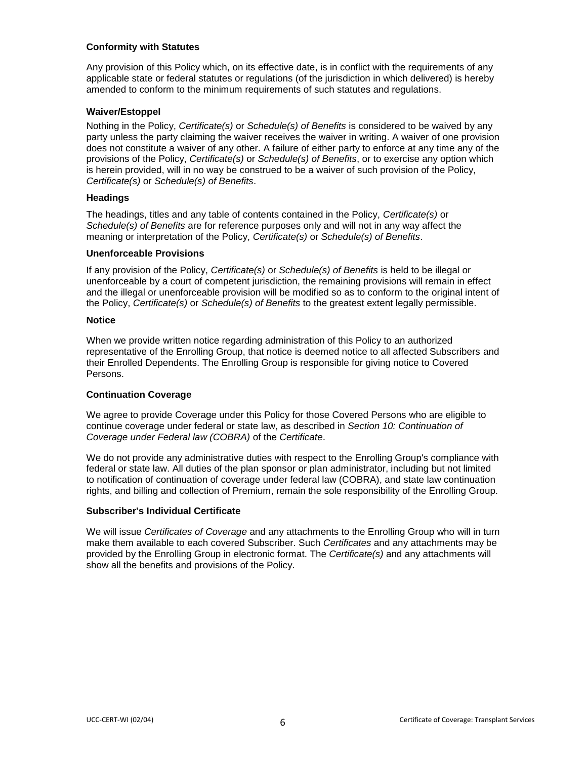### Conformity with Statutes

Any provision of this Policy which, on its effective date, is in conflict with the requirements of any applicable state or federal statutes or regulations (of the jurisdiction in which delivered) is hereby amended to conform to the minimum requirements of such statutes and regulations.

### Waiver/Estoppel

Nothing in the Policy, *Certificate(s)* or *Schedule(s) of Benefits* is considered to be waived by any party unless the party claiming the waiver receives the waiver in writing. A waiver of one provision does not constitute a waiver of any other. A failure of either party to enforce at any time any of the provisions of the Policy, *Certificate(s)* or *Schedule(s) of Benefits*, or to exercise any option which is herein provided, will in no way be construed to be a waiver of such provision of the Policy, *Certificate(s)* or *Schedule(s) of Benefits*.

### Headings

The headings, titles and any table of contents contained in the Policy, *Certificate(s)* or *Schedule(s) of Benefits* are for reference purposes only and will not in any way affect the meaning or interpretation of the Policy, *Certificate(s)* or *Schedule(s) of Benefits*.

### Unenforceable Provisions

If any provision of the Policy, *Certificate(s)* or *Schedule(s) of Benefits* is held to be illegal or unenforceable by a court of competent jurisdiction, the remaining provisions will remain in effect and the illegal or unenforceable provision will be modified so as to conform to the original intent of the Policy, *Certificate(s)* or *Schedule(s) of Benefits* to the greatest extent legally permissible.

### Notice

When we provide written notice regarding administration of this Policy to an authorized representative of the Enrolling Group, that notice is deemed notice to all affected Subscribers and their Enrolled Dependents. The Enrolling Group is responsible for giving notice to Covered Persons.

### Continuation Coverage

We agree to provide Coverage under this Policy for those Covered Persons who are eligible to continue coverage under federal or state law, as described in *Section 10: Continuation of Coverage under Federal law (COBRA)* of the *Certificate*.

We do not provide any administrative duties with respect to the Enrolling Group's compliance with federal or state law. All duties of the plan sponsor or plan administrator, including but not limited to notification of continuation of coverage under federal law (COBRA), and state law continuation rights, and billing and collection of Premium, remain the sole responsibility of the Enrolling Group.

### Subscriber's Individual Certificate

We will issue *Certificates of Coverage* and any attachments to the Enrolling Group who will in turn make them available to each covered Subscriber. Such *Certificates* and any attachments may be provided by the Enrolling Group in electronic format. The *Certificate(s)* and any attachments will show all the benefits and provisions of the Policy.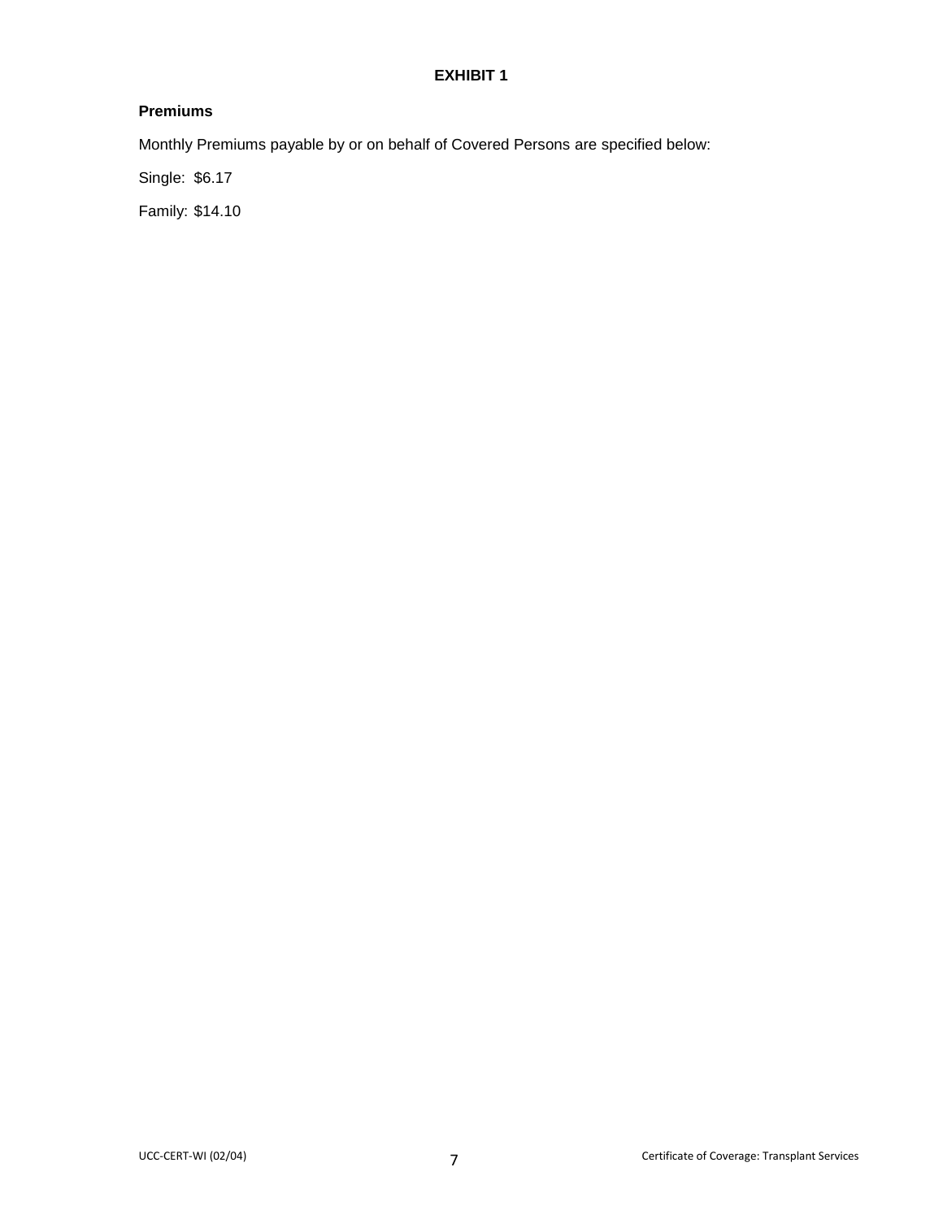# EXHIBIT 1

**Premiums**

Monthly Premiums payable by or on behalf of Covered Persons are specified below:

Single: $6.17

Family: $14.10